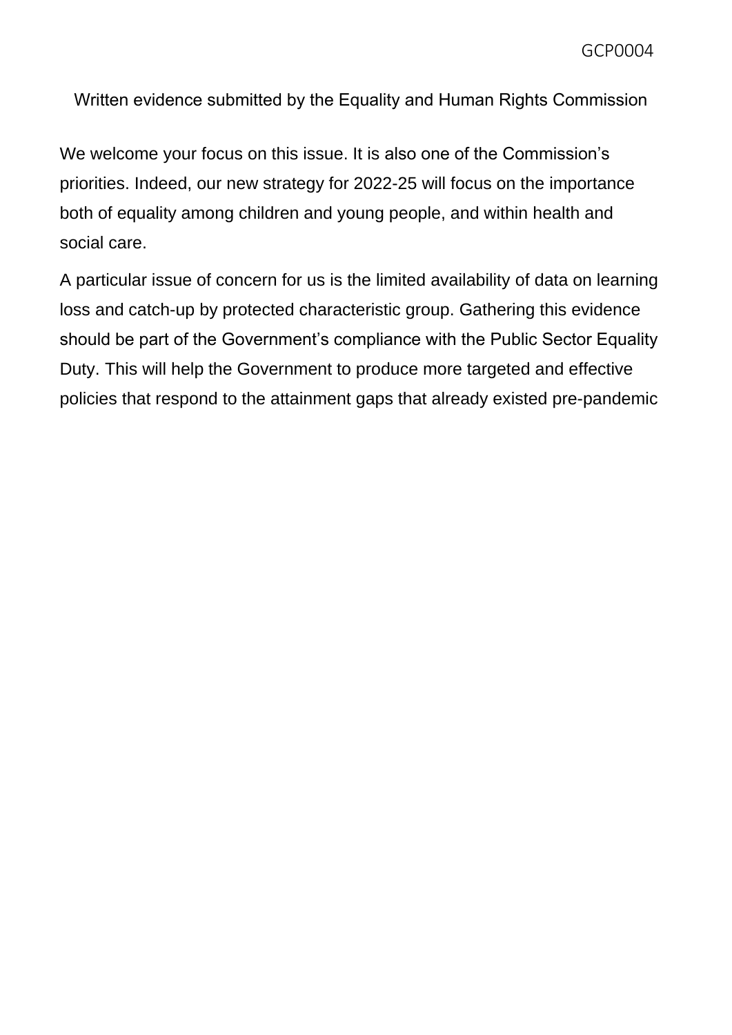GCP0004

Written evidence submitted by the Equality and Human Rights Commission

We welcome your focus on this issue. It is also one of the Commission's priorities. Indeed, our new strategy for 2022-25 will focus on the importance both of equality among children and young people, and within health and social care.

A particular issue of concern for us is the limited availability of data on learning loss and catch-up by protected characteristic group. Gathering this evidence should be part of the Government's compliance with the Public Sector Equality Duty. This will help the Government to produce more targeted and effective policies that respond to the attainment gaps that already existed pre-pandemic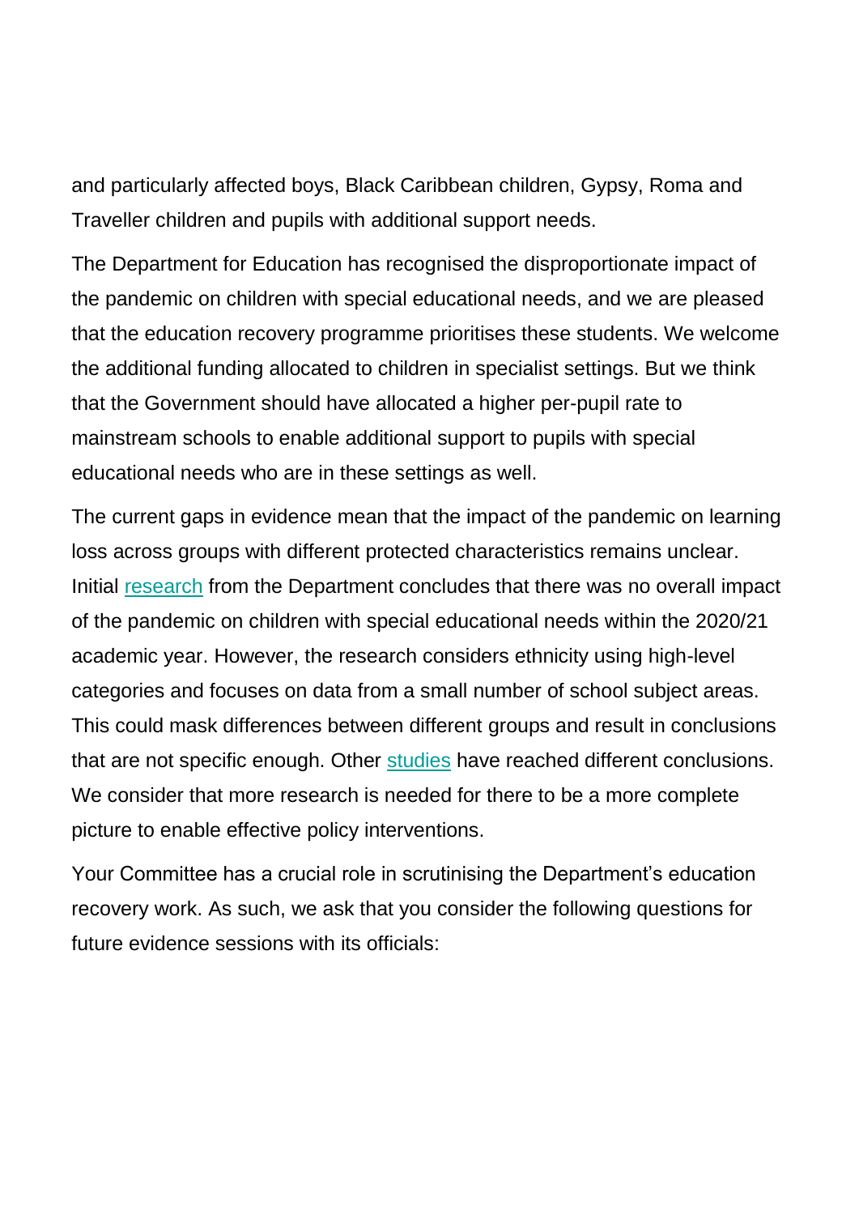and particularly affected boys, Black Caribbean children, Gypsy, Roma and Traveller children and pupils with additional support needs.

The Department for Education has recognised the disproportionate impact of the pandemic on children with special educational needs, and we are pleased that the education recovery programme prioritises these students. We welcome the additional funding allocated to children in specialist settings. But we think that the Government should have allocated a higher per-pupil rate to mainstream schools to enable additional support to pupils with special educational needs who are in these settings as well.

The current gaps in evidence mean that the impact of the pandemic on learning loss across groups with different protected characteristics remains unclear. Initial research from the Department concludes that there was no overall impact of the pandemic on children with special educational needs within the 2020/21 academic year. However, the research considers ethnicity using high-level categories and focuses on data from a small number of school subject areas. This could mask differences between different groups and result in conclusions that are not specific enough. Other studies have reached different conclusions. We consider that more research is needed for there to be a more complete picture to enable effective policy interventions.

Your Committee has a crucial role in scrutinising the Department's education recovery work. As such, we ask that you consider the following questions for future evidence sessions with its officials: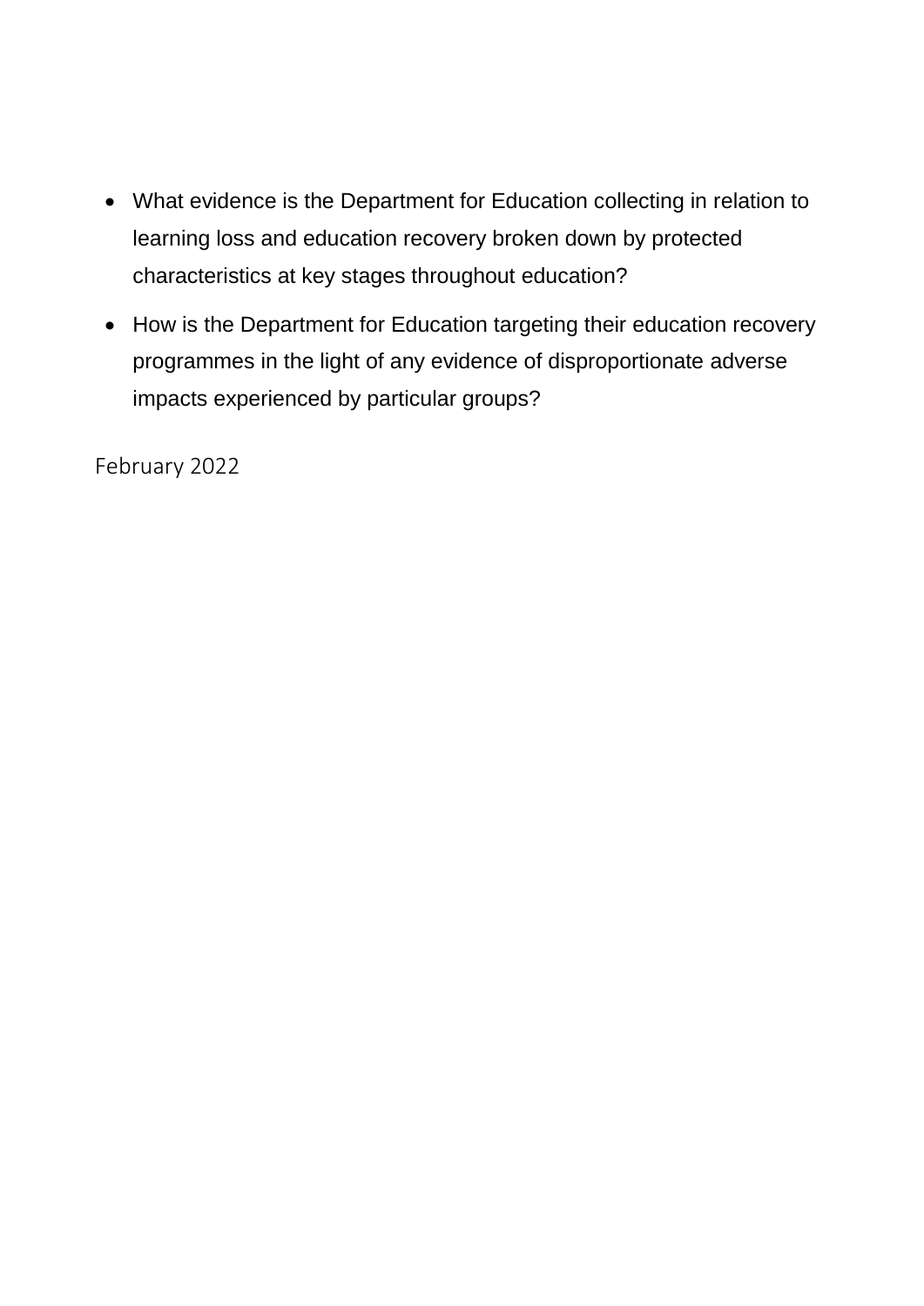- What evidence is the Department for Education collecting in relation to learning loss and education recovery broken down by protected characteristics at key stages throughout education?
- How is the Department for Education targeting their education recovery programmes in the light of any evidence of disproportionate adverse impacts experienced by particular groups?

February 2022